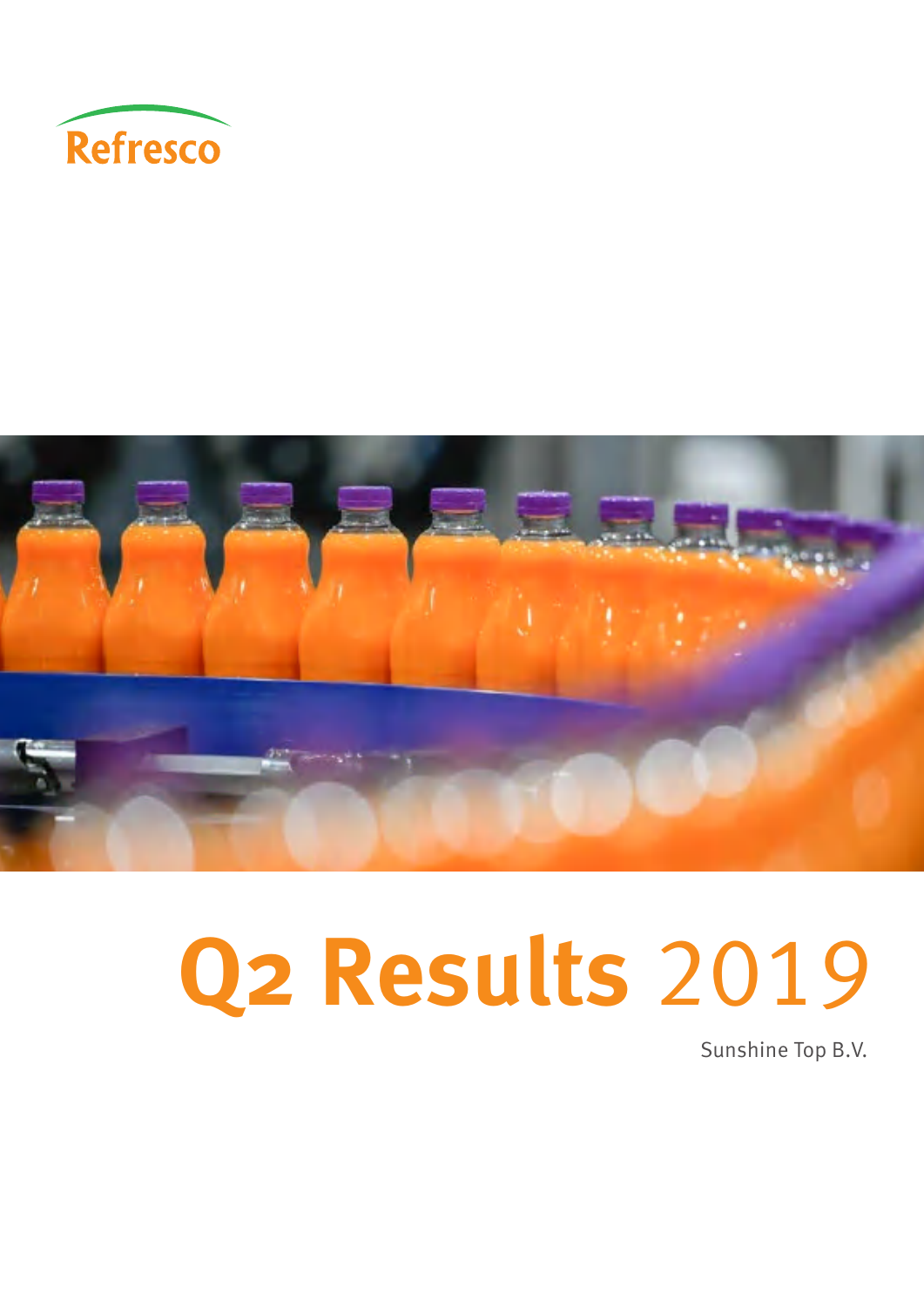Refresco

# Q2 Results 2019

Sunshine Top B.V.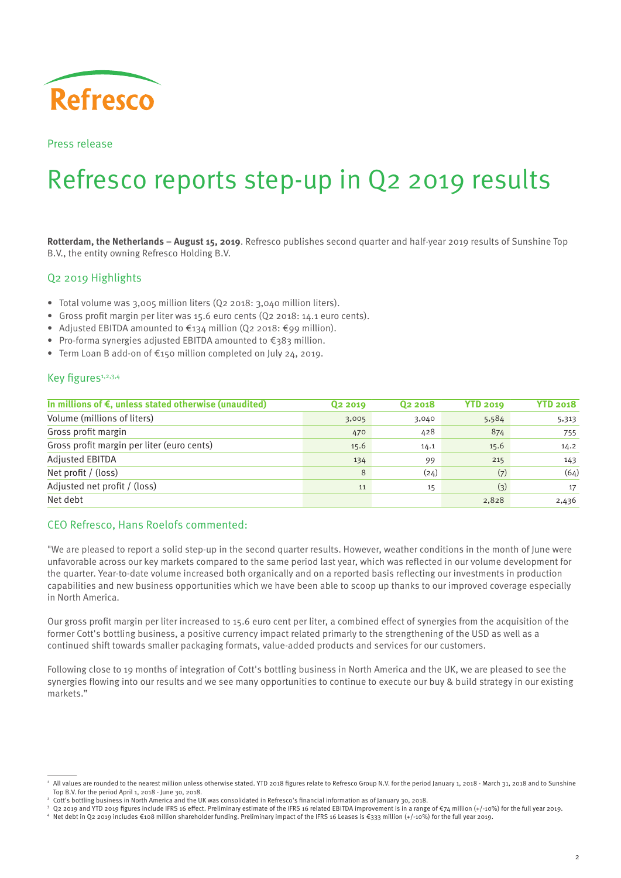Refresco

Press release

# Refresco reports step-up in Q2 2019 results

**Rotterdam, the Netherlands – August 15, 2019**. Refresco publishes second quarter and half-year 2019 results of Sunshine Top B.V., the entity owning Refresco Holding B.V.

## Q2 2019 Highlights

- Total volume was 3,005 million liters (Q2 2018: 3,040 million liters).
- Gross profit margin per liter was 15.6 euro cents (Q2 2018: 14.1 euro cents).
- Adjusted EBITDA amounted to €134 million (Q2 2018: €99 million).
- Pro-forma synergies adjusted EBITDA amounted to €383 million.
- Term Loan B add-on of €150 million completed on July 24, 2019.

## Key figures[1,2,3,4]

| In millions of €, unless stated otherwise (unaudited) | Q2 2019 | Q2 2018 | YTD 2019 | YTD 2018 |
|---|---|---|---|---|
| Volume (millions of liters) | 3,005 | 3,040 | 5,584 | 5,313 |
| Gross profit margin | 470 | 428 | 874 | 755 |
| Gross profit margin per liter (euro cents) | 15.6 | 14.1 | 15.6 | 14.2 |
| Adjusted EBITDA | 134 | 99 | 215 | 143 |
| Net profit / (loss) | 8 | (24) | (7) | (64) |
| Adjusted net profit / (loss) | 11 | 15 | (3) | 17 |
| Net debt | | | 2,828 | 2,436 |

## CEO Refresco, Hans Roelofs commented:

"We are pleased to report a solid step-up in the second quarter results. However, weather conditions in the month of June were unfavorable across our key markets compared to the same period last year, which was reflected in our volume development for the quarter. Year-to-date volume increased both organically and on a reported basis reflecting our investments in production capabilities and new business opportunities which we have been able to scoop up thanks to our improved coverage especially in North America.

Our gross profit margin per liter increased to 15.6 euro cent per liter, a combined effect of synergies from the acquisition of the former Cott's bottling business, a positive currency impact related primarly to the strengthening of the USD as well as a continued shift towards smaller packaging formats, value-added products and services for our customers.

Following close to 19 months of integration of Cott's bottling business in North America and the UK, we are pleased to see the synergies flowing into our results and we see many opportunities to continue to execute our buy & build strategy in our existing markets."

---

[1] All values are rounded to the nearest million unless otherwise stated. YTD 2018 figures relate to Refresco Group N.V. for the period January 1, 2018 - March 31, 2018 and to Sunshine Top B.V. for the period April 1, 2018 - June 30, 2018.

[2] Cott's bottling business in North America and the UK was consolidated in Refresco's financial information as of January 30, 2018.

[3] Q2 2019 and YTD 2019 figures include IFRS 16 effect. Preliminary estimate of the IFRS 16 related EBITDA improvement is in a range of €74 million (+/-10%) for the full year 2019.

[4] Net debt in Q2 2019 includes €108 million shareholder funding. Preliminary impact of the IFRS 16 Leases is €333 million (+/-10%) for the full year 2019.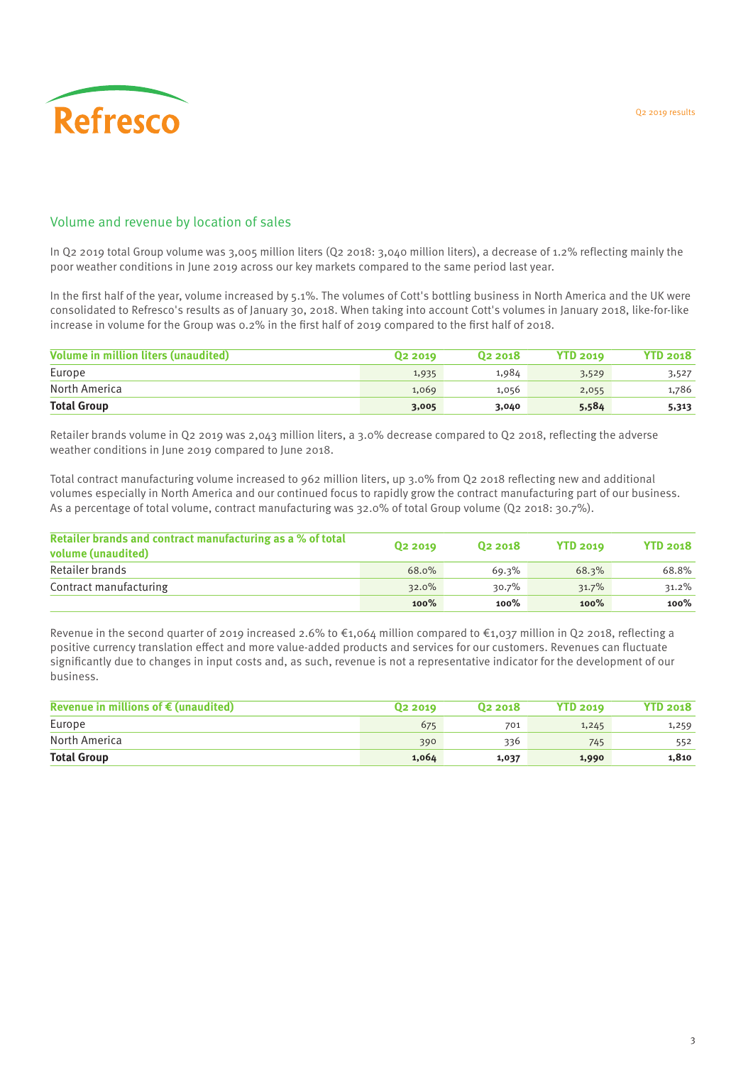## Volume and revenue by location of sales

In Q2 2019 total Group volume was 3,005 million liters (Q2 2018: 3,040 million liters), a decrease of 1.2% reflecting mainly the poor weather conditions in June 2019 across our key markets compared to the same period last year.

In the first half of the year, volume increased by 5.1%. The volumes of Cott's bottling business in North America and the UK were consolidated to Refresco's results as of January 30, 2018. When taking into account Cott's volumes in January 2018, like-for-like increase in volume for the Group was 0.2% in the first half of 2019 compared to the first half of 2018.

| Volume in million liters (unaudited) | Q2 2019 | Q2 2018 | YTD 2019 | YTD 2018 |
|---|---|---|---|---|
| Europe | 1,935 | 1,984 | 3,529 | 3,527 |
| North America | 1,069 | 1,056 | 2,055 | 1,786 |
| **Total Group** | **3,005** | **3,040** | **5,584** | **5,313** |

Retailer brands volume in Q2 2019 was 2,043 million liters, a 3.0% decrease compared to Q2 2018, reflecting the adverse weather conditions in June 2019 compared to June 2018.

Total contract manufacturing volume increased to 962 million liters, up 3.0% from Q2 2018 reflecting new and additional volumes especially in North America and our continued focus to rapidly grow the contract manufacturing part of our business. As a percentage of total volume, contract manufacturing was 32.0% of total Group volume (Q2 2018: 30.7%).

| Retailer brands and contract manufacturing as a % of total volume (unaudited) | Q2 2019 | Q2 2018 | YTD 2019 | YTD 2018 |
|---|---|---|---|---|
| Retailer brands | 68.0% | 69.3% | 68.3% | 68.8% |
| Contract manufacturing | 32.0% | 30.7% | 31.7% | 31.2% |
| | **100%** | **100%** | **100%** | **100%** |

Revenue in the second quarter of 2019 increased 2.6% to €1,064 million compared to €1,037 million in Q2 2018, reflecting a positive currency translation effect and more value-added products and services for our customers. Revenues can fluctuate significantly due to changes in input costs and, as such, revenue is not a representative indicator for the development of our business.

| Revenue in millions of € (unaudited) | Q2 2019 | Q2 2018 | YTD 2019 | YTD 2018 |
|---|---|---|---|---|
| Europe | 675 | 701 | 1,245 | 1,259 |
| North America | 390 | 336 | 745 | 552 |
| **Total Group** | **1,064** | **1,037** | **1,990** | **1,810** |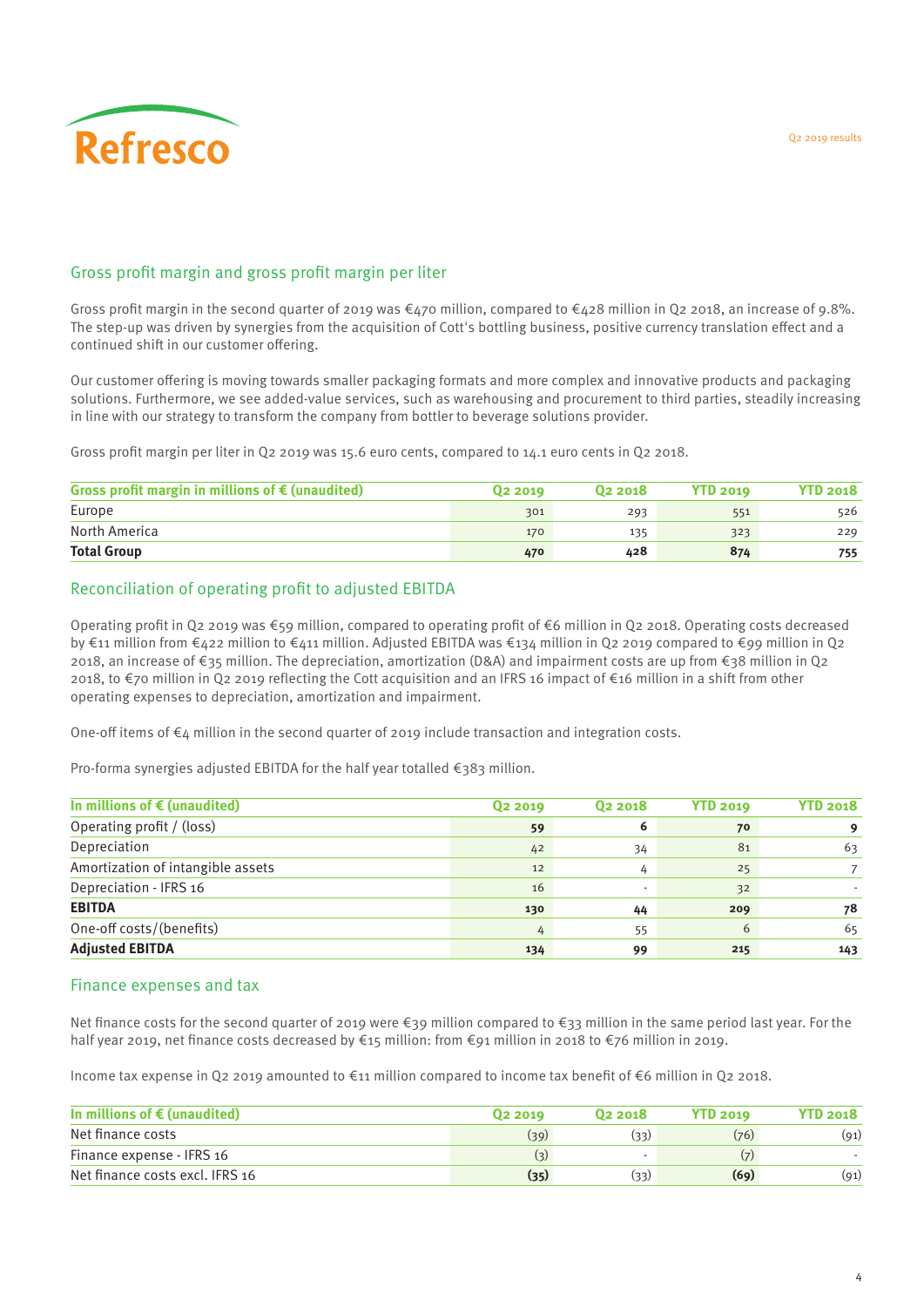## Gross profit margin and gross profit margin per liter

Gross profit margin in the second quarter of 2019 was €470 million, compared to €428 million in Q2 2018, an increase of 9.8%. The step-up was driven by synergies from the acquisition of Cott's bottling business, positive currency translation effect and a continued shift in our customer offering.

Our customer offering is moving towards smaller packaging formats and more complex and innovative products and packaging solutions. Furthermore, we see added-value services, such as warehousing and procurement to third parties, steadily increasing in line with our strategy to transform the company from bottler to beverage solutions provider.

Gross profit margin per liter in Q2 2019 was 15.6 euro cents, compared to 14.1 euro cents in Q2 2018.

| Gross profit margin in millions of € (unaudited) | Q2 2019 | Q2 2018 | YTD 2019 | YTD 2018 |
|---|---|---|---|---|
| Europe | 301 | 293 | 551 | 526 |
| North America | 170 | 135 | 323 | 229 |
| **Total Group** | **470** | **428** | **874** | **755** |

## Reconciliation of operating profit to adjusted EBITDA

Operating profit in Q2 2019 was €59 million, compared to operating profit of €6 million in Q2 2018. Operating costs decreased by €11 million from €422 million to €411 million. Adjusted EBITDA was €134 million in Q2 2019 compared to €99 million in Q2 2018, an increase of €35 million. The depreciation, amortization (D&A) and impairment costs are up from €38 million in Q2 2018, to €70 million in Q2 2019 reflecting the Cott acquisition and an IFRS 16 impact of €16 million in a shift from other operating expenses to depreciation, amortization and impairment.

One-off items of €4 million in the second quarter of 2019 include transaction and integration costs.

Pro-forma synergies adjusted EBITDA for the half year totalled €383 million.

| In millions of € (unaudited) | Q2 2019 | Q2 2018 | YTD 2019 | YTD 2018 |
|---|---|---|---|---|
| Operating profit / (loss) | **59** | **6** | **70** | **9** |
| Depreciation | 42 | 34 | 81 | 63 |
| Amortization of intangible assets | 12 | 4 | 25 | 7 |
| Depreciation - IFRS 16 | 16 | - | 32 | - |
| **EBITDA** | **130** | **44** | **209** | **78** |
| One-off costs/(benefits) | 4 | 55 | 6 | 65 |
| **Adjusted EBITDA** | **134** | **99** | **215** | **143** |

## Finance expenses and tax

Net finance costs for the second quarter of 2019 were €39 million compared to €33 million in the same period last year. For the half year 2019, net finance costs decreased by €15 million: from €91 million in 2018 to €76 million in 2019.

Income tax expense in Q2 2019 amounted to €11 million compared to income tax benefit of €6 million in Q2 2018.

| In millions of € (unaudited) | Q2 2019 | Q2 2018 | YTD 2019 | YTD 2018 |
|---|---|---|---|---|
| Net finance costs | (39) | (33) | (76) | (91) |
| Finance expense - IFRS 16 | (3) | - | (7) | - |
| Net finance costs excl. IFRS 16 | **(35)** | (33) | **(69)** | (91) |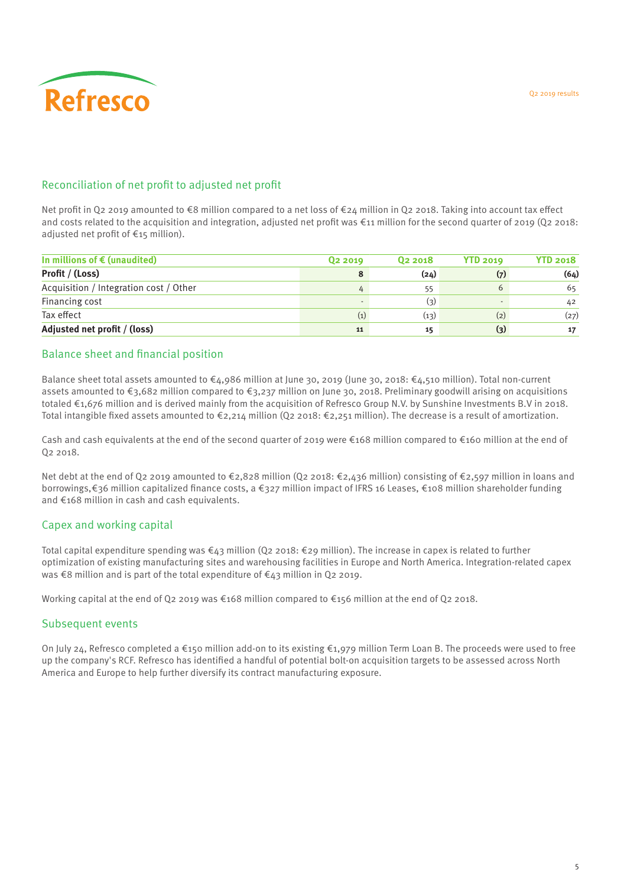## Reconciliation of net profit to adjusted net profit

Net profit in Q2 2019 amounted to €8 million compared to a net loss of €24 million in Q2 2018. Taking into account tax effect and costs related to the acquisition and integration, adjusted net profit was €11 million for the second quarter of 2019 (Q2 2018: adjusted net profit of €15 million).

| In millions of € (unaudited) | Q2 2019 | Q2 2018 | YTD 2019 | YTD 2018 |
|---|---|---|---|---|
| **Profit / (Loss)** | **8** | **(24)** | **(7)** | **(64)** |
| Acquisition / Integration cost / Other | 4 | 55 | 6 | 65 |
| Financing cost | - | (3) | - | 42 |
| Tax effect | (1) | (13) | (2) | (27) |
| **Adjusted net profit / (loss)** | **11** | **15** | **(3)** | **17** |

## Balance sheet and financial position

Balance sheet total assets amounted to €4,986 million at June 30, 2019 (June 30, 2018: €4,510 million). Total non-current assets amounted to €3,682 million compared to €3,237 million on June 30, 2018. Preliminary goodwill arising on acquisitions totaled €1,676 million and is derived mainly from the acquisition of Refresco Group N.V. by Sunshine Investments B.V in 2018. Total intangible fixed assets amounted to €2,214 million (Q2 2018: €2,251 million). The decrease is a result of amortization.

Cash and cash equivalents at the end of the second quarter of 2019 were €168 million compared to €160 million at the end of Q2 2018.

Net debt at the end of Q2 2019 amounted to €2,828 million (Q2 2018: €2,436 million) consisting of €2,597 million in loans and borrowings,€36 million capitalized finance costs, a €327 million impact of IFRS 16 Leases, €108 million shareholder funding and €168 million in cash and cash equivalents.

## Capex and working capital

Total capital expenditure spending was €43 million (Q2 2018: €29 million). The increase in capex is related to further optimization of existing manufacturing sites and warehousing facilities in Europe and North America. Integration-related capex was €8 million and is part of the total expenditure of €43 million in Q2 2019.

Working capital at the end of Q2 2019 was €168 million compared to €156 million at the end of Q2 2018.

## Subsequent events

On July 24, Refresco completed a €150 million add-on to its existing €1,979 million Term Loan B. The proceeds were used to free up the company's RCF. Refresco has identified a handful of potential bolt-on acquisition targets to be assessed across North America and Europe to help further diversify its contract manufacturing exposure.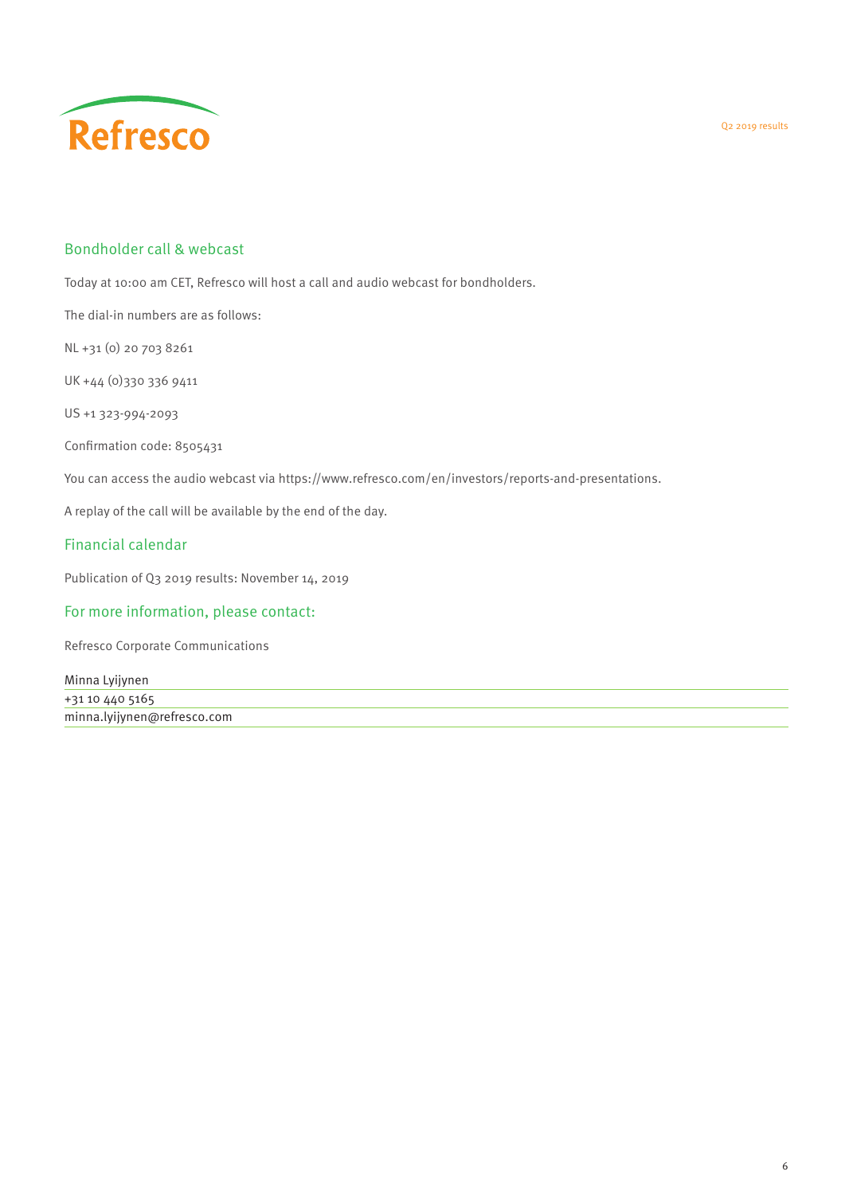## Bondholder call & webcast

Today at 10:00 am CET, Refresco will host a call and audio webcast for bondholders.

The dial-in numbers are as follows:

NL +31 (0) 20 703 8261

UK +44 (0)330 336 9411

US +1 323-994-2093

Confirmation code: 8505431

You can access the audio webcast via https://www.refresco.com/en/investors/reports-and-presentations.

A replay of the call will be available by the end of the day.

## Financial calendar

Publication of Q3 2019 results: November 14, 2019

## For more information, please contact:

Refresco Corporate Communications

Minna Lyijynen
+31 10 440 5165
minna.lyijynen@refresco.com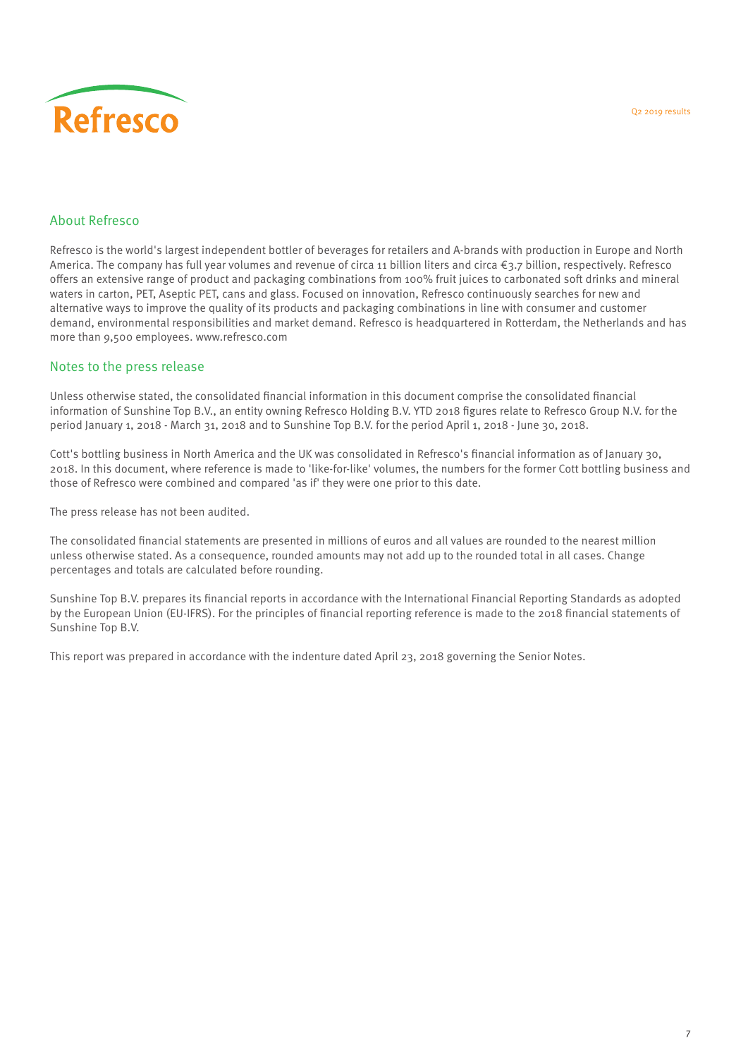## About Refresco

Refresco is the world's largest independent bottler of beverages for retailers and A-brands with production in Europe and North America. The company has full year volumes and revenue of circa 11 billion liters and circa €3.7 billion, respectively. Refresco offers an extensive range of product and packaging combinations from 100% fruit juices to carbonated soft drinks and mineral waters in carton, PET, Aseptic PET, cans and glass. Focused on innovation, Refresco continuously searches for new and alternative ways to improve the quality of its products and packaging combinations in line with consumer and customer demand, environmental responsibilities and market demand. Refresco is headquartered in Rotterdam, the Netherlands and has more than 9,500 employees. www.refresco.com

## Notes to the press release

Unless otherwise stated, the consolidated financial information in this document comprise the consolidated financial information of Sunshine Top B.V., an entity owning Refresco Holding B.V. YTD 2018 figures relate to Refresco Group N.V. for the period January 1, 2018 - March 31, 2018 and to Sunshine Top B.V. for the period April 1, 2018 - June 30, 2018.

Cott's bottling business in North America and the UK was consolidated in Refresco's financial information as of January 30, 2018. In this document, where reference is made to 'like-for-like' volumes, the numbers for the former Cott bottling business and those of Refresco were combined and compared 'as if' they were one prior to this date.

The press release has not been audited.

The consolidated financial statements are presented in millions of euros and all values are rounded to the nearest million unless otherwise stated. As a consequence, rounded amounts may not add up to the rounded total in all cases. Change percentages and totals are calculated before rounding.

Sunshine Top B.V. prepares its financial reports in accordance with the International Financial Reporting Standards as adopted by the European Union (EU-IFRS). For the principles of financial reporting reference is made to the 2018 financial statements of Sunshine Top B.V.

This report was prepared in accordance with the indenture dated April 23, 2018 governing the Senior Notes.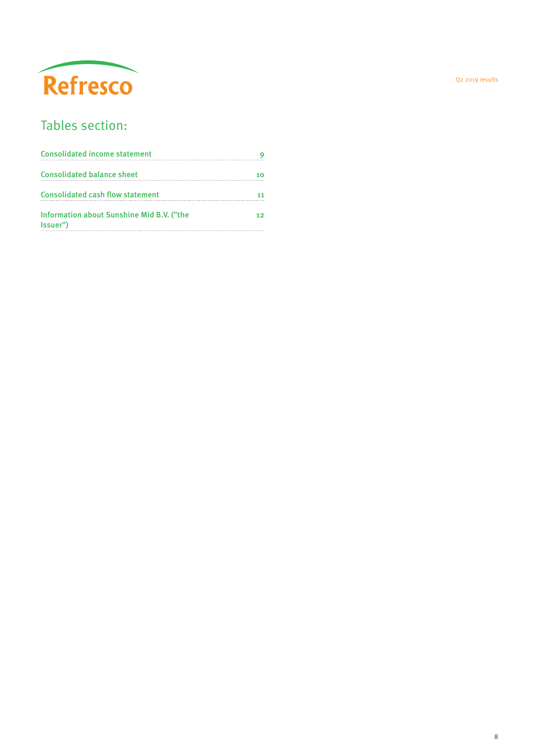# Tables section:

| | |
|---|---|
| Consolidated income statement | 9 |
| Consolidated balance sheet | 10 |
| Consolidated cash flow statement | 11 |
| Information about Sunshine Mid B.V. ("the Issuer") | 12 |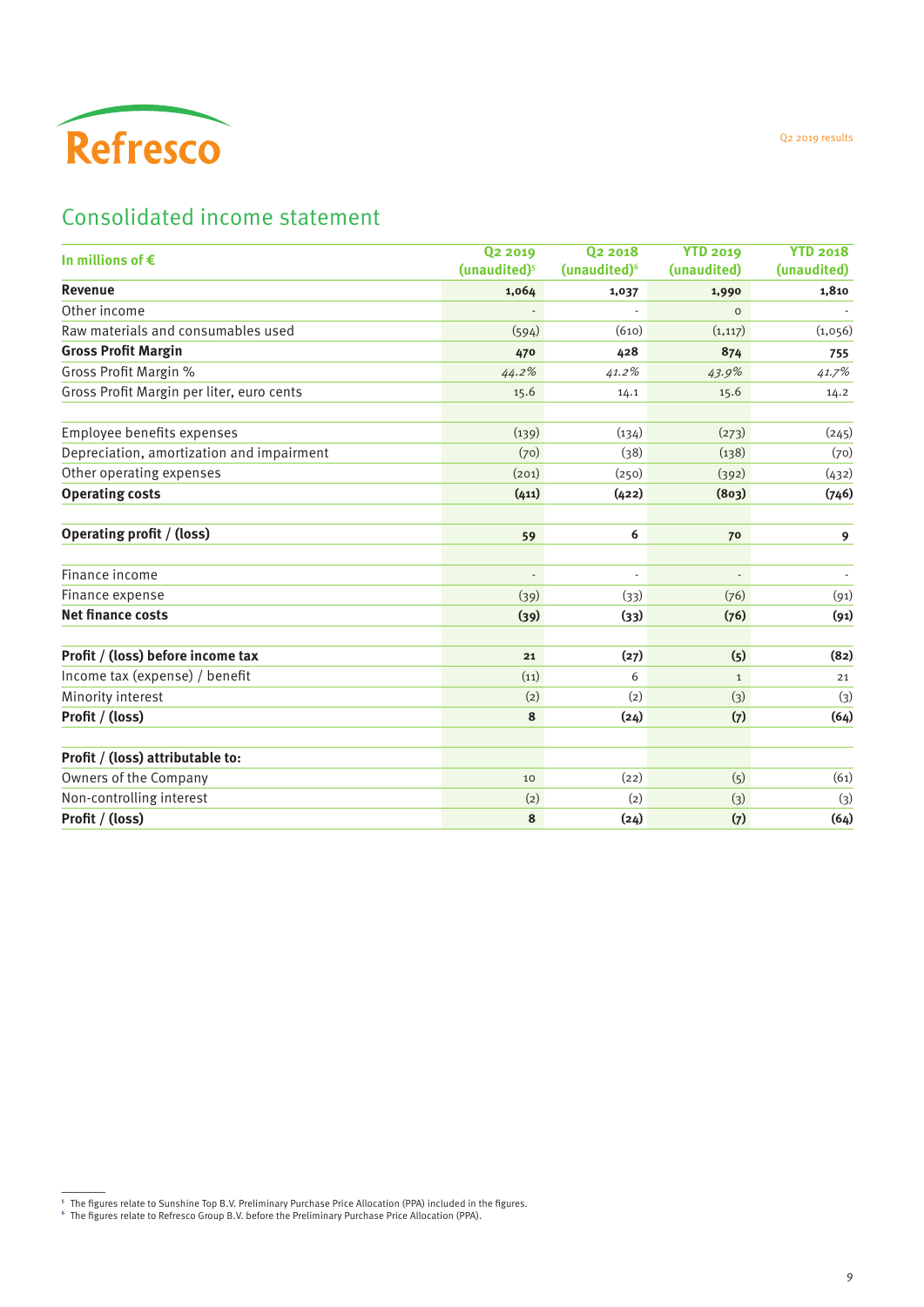Refresco

## Consolidated income statement

| In millions of € | Q2 2019 (unaudited)[5] | Q2 2018 (unaudited)[6] | YTD 2019 (unaudited) | YTD 2018 (unaudited) |
|---|---|---|---|---|
| **Revenue** | **1,064** | **1,037** | **1,990** | **1,810** |
| Other income | - | - | 0 | - |
| Raw materials and consumables used | (594) | (610) | (1,117) | (1,056) |
| **Gross Profit Margin** | **470** | **428** | **874** | **755** |
| Gross Profit Margin % | *44.2%* | *41.2%* | *43.9%* | *41.7%* |
| Gross Profit Margin per liter, euro cents | 15.6 | 14.1 | 15.6 | 14.2 |
| | | | | |
| Employee benefits expenses | (139) | (134) | (273) | (245) |
| Depreciation, amortization and impairment | (70) | (38) | (138) | (70) |
| Other operating expenses | (201) | (250) | (392) | (432) |
| **Operating costs** | **(411)** | **(422)** | **(803)** | **(746)** |
| | | | | |
| **Operating profit / (loss)** | **59** | **6** | **70** | **9** |
| | | | | |
| Finance income | - | - | - | - |
| Finance expense | (39) | (33) | (76) | (91) |
| **Net finance costs** | **(39)** | **(33)** | **(76)** | **(91)** |
| | | | | |
| **Profit / (loss) before income tax** | **21** | **(27)** | **(5)** | **(82)** |
| Income tax (expense) / benefit | (11) | 6 | 1 | 21 |
| Minority interest | (2) | (2) | (3) | (3) |
| **Profit / (loss)** | **8** | **(24)** | **(7)** | **(64)** |
| | | | | |
| **Profit / (loss) attributable to:** | | | | |
| Owners of the Company | 10 | (22) | (5) | (61) |
| Non-controlling interest | (2) | (2) | (3) | (3) |
| **Profit / (loss)** | **8** | **(24)** | **(7)** | **(64)** |

[5] The figures relate to Sunshine Top B.V. Preliminary Purchase Price Allocation (PPA) included in the figures.
[6] The figures relate to Refresco Group B.V. before the Preliminary Purchase Price Allocation (PPA).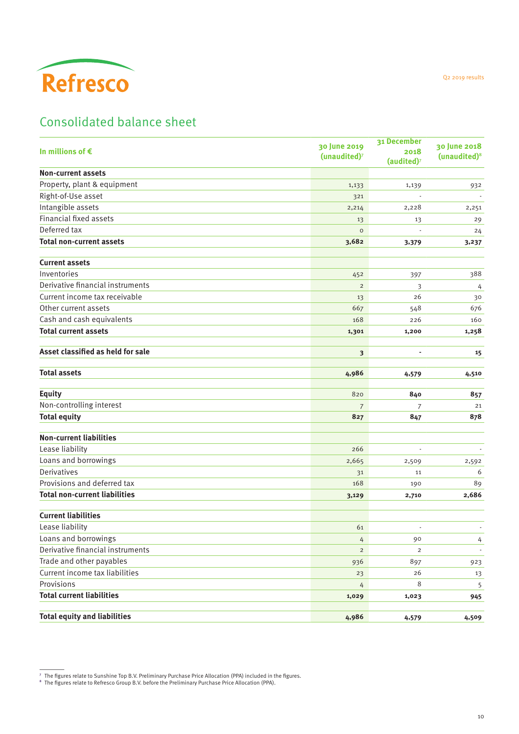## Consolidated balance sheet

| In millions of € | 30 June 2019 (unaudited)[7] | 31 December 2018 (audited)[7] | 30 June 2018 (unaudited)[8] |
|---|---|---|---|
| **Non-current assets** | | | |
| Property, plant & equipment | 1,133 | 1,139 | 932 |
| Right-of-Use asset | 321 | - | - |
| Intangible assets | 2,214 | 2,228 | 2,251 |
| Financial fixed assets | 13 | 13 | 29 |
| Deferred tax | 0 | - | 24 |
| **Total non-current assets** | **3,682** | **3,379** | **3,237** |
| | | | |
| **Current assets** | | | |
| Inventories | 452 | 397 | 388 |
| Derivative financial instruments | 2 | 3 | 4 |
| Current income tax receivable | 13 | 26 | 30 |
| Other current assets | 667 | 548 | 676 |
| Cash and cash equivalents | 168 | 226 | 160 |
| **Total current assets** | **1,301** | **1,200** | **1,258** |
| | | | |
| **Asset classified as held for sale** | **3** | **-** | **15** |
| | | | |
| **Total assets** | **4,986** | **4,579** | **4,510** |
| | | | |
| **Equity** | 820 | **840** | **857** |
| Non-controlling interest | 7 | 7 | 21 |
| **Total equity** | **827** | **847** | **878** |
| | | | |
| **Non-current liabilities** | | | |
| Lease liability | 266 | - | - |
| Loans and borrowings | 2,665 | 2,509 | 2,592 |
| Derivatives | 31 | 11 | 6 |
| Provisions and deferred tax | 168 | 190 | 89 |
| **Total non-current liabilities** | **3,129** | **2,710** | **2,686** |
| | | | |
| **Current liabilities** | | | |
| Lease liability | 61 | - | - |
| Loans and borrowings | 4 | 90 | 4 |
| Derivative financial instruments | 2 | 2 | - |
| Trade and other payables | 936 | 897 | 923 |
| Current income tax liabilities | 23 | 26 | 13 |
| Provisions | 4 | 8 | 5 |
| **Total current liabilities** | **1,029** | **1,023** | **945** |
| | | | |
| **Total equity and liabilities** | **4,986** | **4,579** | **4,509** |

[7] The figures relate to Sunshine Top B.V. Preliminary Purchase Price Allocation (PPA) included in the figures.
[8] The figures relate to Refresco Group B.V. before the Preliminary Purchase Price Allocation (PPA).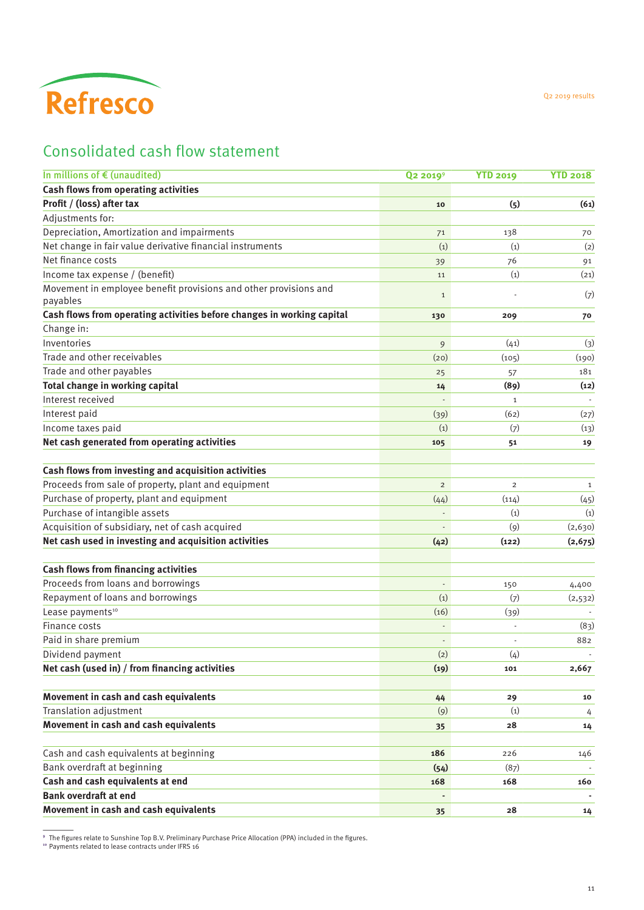## Consolidated cash flow statement

| In millions of € (unaudited) | Q2 2019[9] | YTD 2019 | YTD 2018 |
|---|---|---|---|
| **Cash flows from operating activities** | | | |
| **Profit / (loss) after tax** | **10** | **(5)** | **(61)** |
| Adjustments for: | | | |
| Depreciation, Amortization and impairments | 71 | 138 | 70 |
| Net change in fair value derivative financial instruments | (1) | (1) | (2) |
| Net finance costs | 39 | 76 | 91 |
| Income tax expense / (benefit) | 11 | (1) | (21) |
| Movement in employee benefit provisions and other provisions and payables | 1 | - | (7) |
| **Cash flows from operating activities before changes in working capital** | **130** | **209** | **70** |
| Change in: | | | |
| Inventories | 9 | (41) | (3) |
| Trade and other receivables | (20) | (105) | (190) |
| Trade and other payables | 25 | 57 | 181 |
| **Total change in working capital** | **14** | **(89)** | **(12)** |
| Interest received | - | 1 | - |
| Interest paid | (39) | (62) | (27) |
| Income taxes paid | (1) | (7) | (13) |
| **Net cash generated from operating activities** | **105** | **51** | **19** |
| | | | |
| **Cash flows from investing and acquisition activities** | | | |
| Proceeds from sale of property, plant and equipment | 2 | 2 | 1 |
| Purchase of property, plant and equipment | (44) | (114) | (45) |
| Purchase of intangible assets | - | (1) | (1) |
| Acquisition of subsidiary, net of cash acquired | - | (9) | (2,630) |
| **Net cash used in investing and acquisition activities** | **(42)** | **(122)** | **(2,675)** |
| | | | |
| **Cash flows from financing activities** | | | |
| Proceeds from loans and borrowings | - | 150 | 4,400 |
| Repayment of loans and borrowings | (1) | (7) | (2,532) |
| Lease payments[10] | (16) | (39) | - |
| Finance costs | - | - | (83) |
| Paid in share premium | - | - | 882 |
| Dividend payment | (2) | (4) | - |
| **Net cash (used in) / from financing activities** | **(19)** | **101** | **2,667** |
| | | | |
| **Movement in cash and cash equivalents** | **44** | **29** | **10** |
| Translation adjustment | (9) | (1) | 4 |
| **Movement in cash and cash equivalents** | **35** | **28** | **14** |
| | | | |
| Cash and cash equivalents at beginning | **186** | 226 | 146 |
| Bank overdraft at beginning | **(54)** | (87) | - |
| **Cash and cash equivalents at end** | **168** | **168** | **160** |
| **Bank overdraft at end** | **-** | | **-** |
| **Movement in cash and cash equivalents** | **35** | **28** | **14** |

[9] The figures relate to Sunshine Top B.V. Preliminary Purchase Price Allocation (PPA) included in the figures.
[10] Payments related to lease contracts under IFRS 16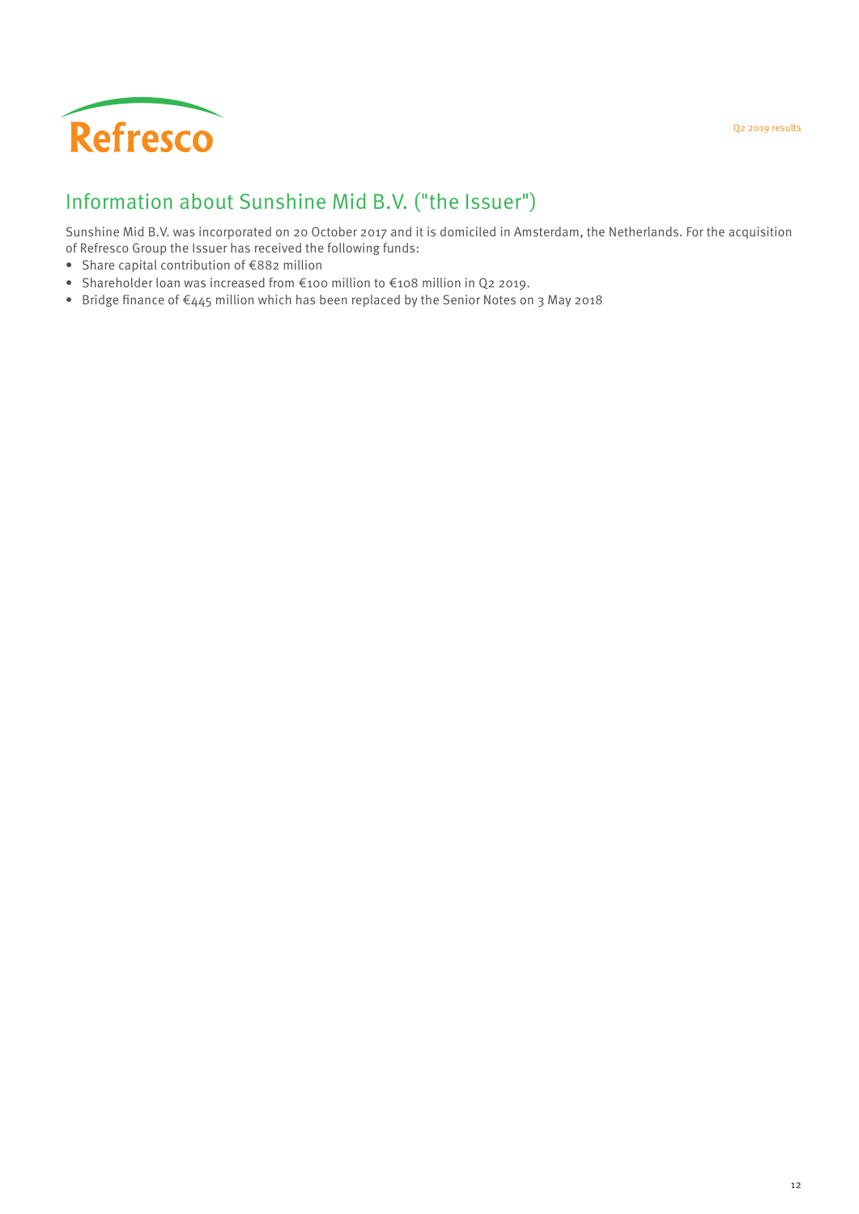## Information about Sunshine Mid B.V. ("the Issuer")

Sunshine Mid B.V. was incorporated on 20 October 2017 and it is domiciled in Amsterdam, the Netherlands. For the acquisition of Refresco Group the Issuer has received the following funds:

- Share capital contribution of €882 million
- Shareholder loan was increased from €100 million to €108 million in Q2 2019.
- Bridge finance of €445 million which has been replaced by the Senior Notes on 3 May 2018